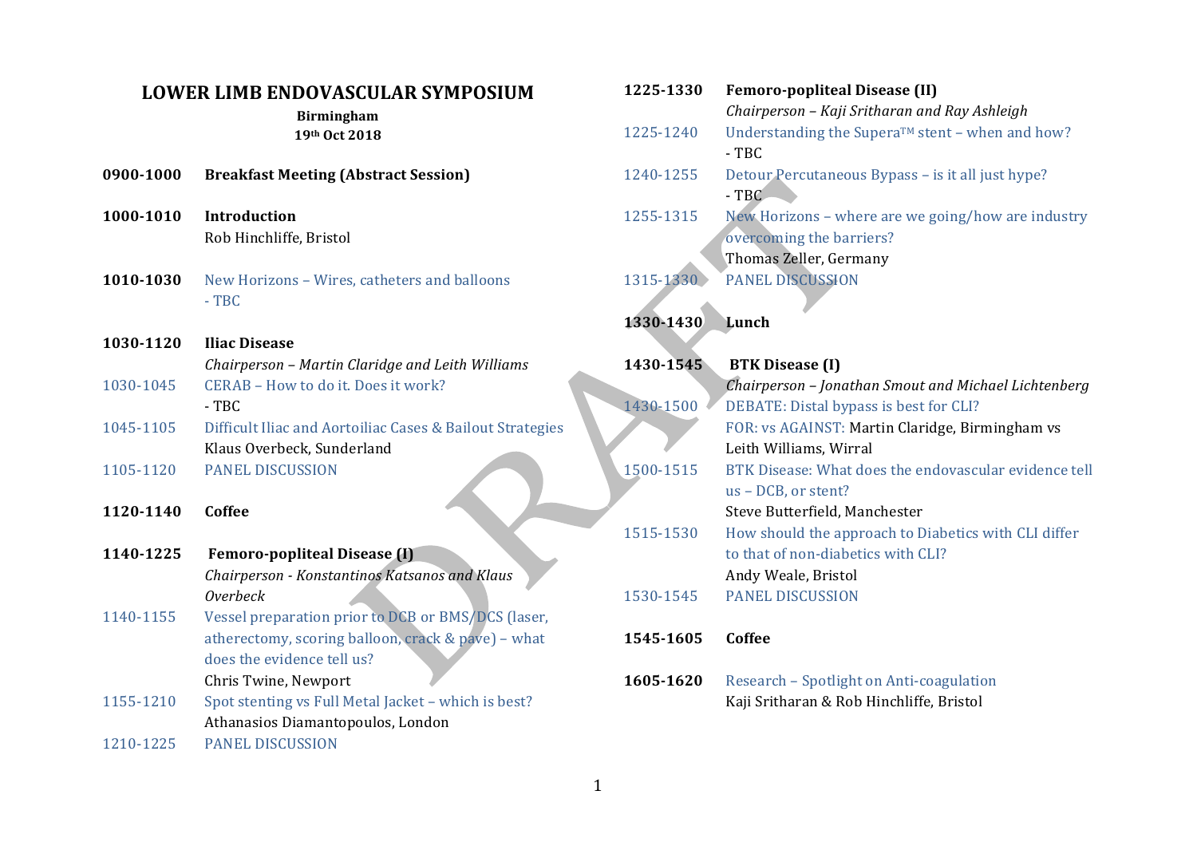# LOWER LIMB ENDOVASCULAR SYMPOSIUM

**Birmingham**

**19th Oct 2018**

**0900-1000** **Breakfast Meeting (Abstract Session)**

**1000-1010** **Introduction**
Rob Hinchliffe, Bristol

**1010-1030** New Horizons – Wires, catheters and balloons
- TBC

**1030-1120** **Iliac Disease**
*Chairperson – Martin Claridge and Leith Williams*

1030-1045 CERAB – How to do it. Does it work?
- TBC

1045-1105 Difficult Iliac and Aortoiliac Cases & Bailout Strategies
Klaus Overbeck, Sunderland

1105-1120 PANEL DISCUSSION

**1120-1140** **Coffee**

**1140-1225** **Femoro-popliteal Disease (I)**
*Chairperson - Konstantinos Katsanos and Klaus Overbeck*

1140-1155 Vessel preparation prior to DCB or BMS/DCS (laser, atherectomy, scoring balloon, crack & pave) – what does the evidence tell us?
Chris Twine, Newport

1155-1210 Spot stenting vs Full Metal Jacket – which is best?
Athanasios Diamantopoulos, London

1210-1225 PANEL DISCUSSION

**1225-1330** **Femoro-popliteal Disease (II)**
*Chairperson – Kaji Sritharan and Ray Ashleigh*

1225-1240 Understanding the Supera™ stent – when and how?
- TBC

1240-1255 Detour Percutaneous Bypass – is it all just hype?
- TBC

1255-1315 New Horizons – where are we going/how are industry overcoming the barriers?
Thomas Zeller, Germany

1315-1330 PANEL DISCUSSION

**1330-1430** **Lunch**

**1430-1545** **BTK Disease (I)**
*Chairperson – Jonathan Smout and Michael Lichtenberg*

1430-1500 DEBATE: Distal bypass is best for CLI?
FOR: vs AGAINST: Martin Claridge, Birmingham vs Leith Williams, Wirral

1500-1515 BTK Disease: What does the endovascular evidence tell us – DCB, or stent?
Steve Butterfield, Manchester

1515-1530 How should the approach to Diabetics with CLI differ to that of non-diabetics with CLI?
Andy Weale, Bristol

1530-1545 PANEL DISCUSSION

**1545-1605** **Coffee**

**1605-1620** Research – Spotlight on Anti-coagulation
Kaji Sritharan & Rob Hinchliffe, Bristol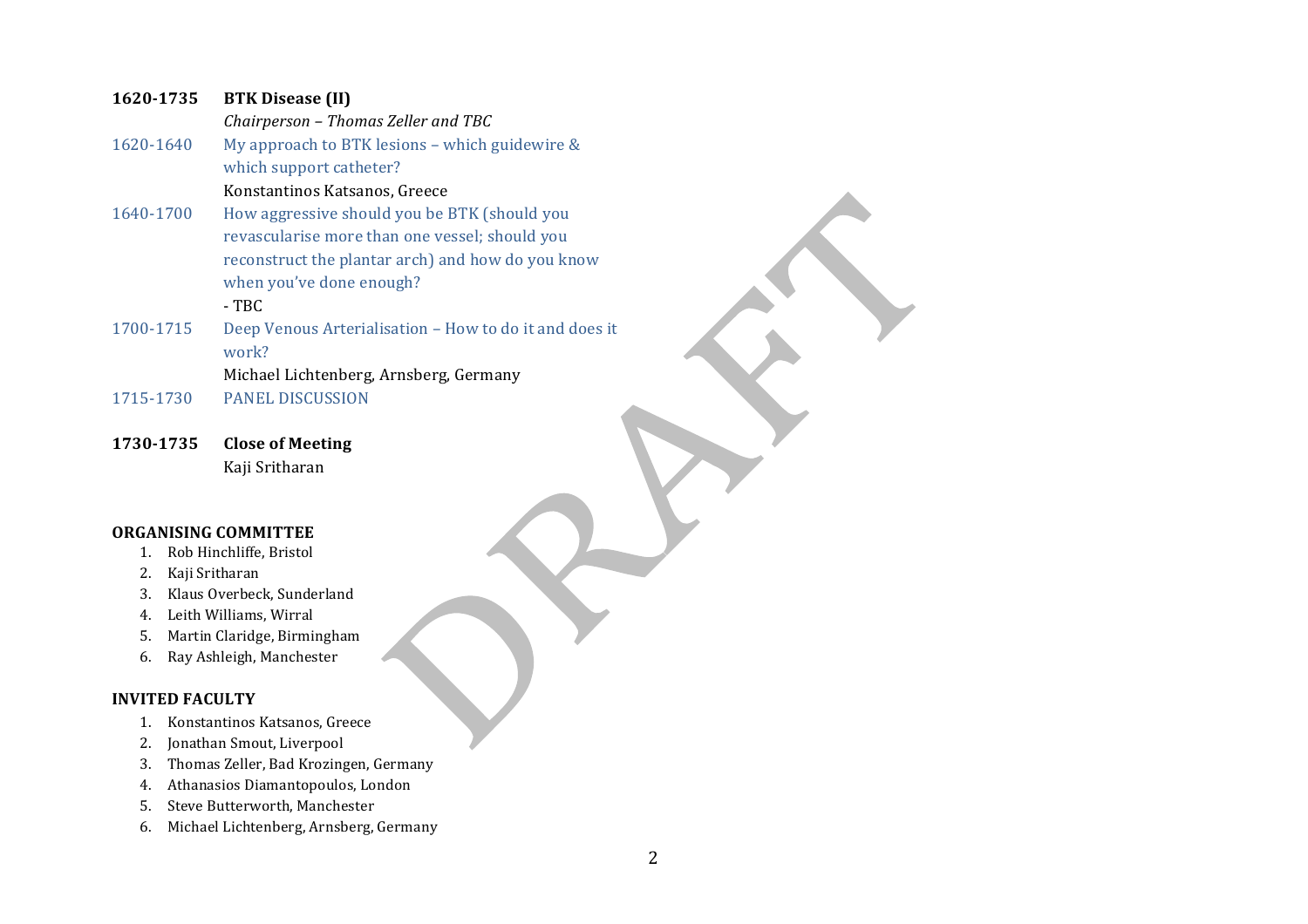**1620-1735 BTK Disease (II)**

*Chairperson – Thomas Zeller and TBC*

1620-1640 My approach to BTK lesions – which guidewire & which support catheter?
Konstantinos Katsanos, Greece

1640-1700 How aggressive should you be BTK (should you revascularise more than one vessel; should you reconstruct the plantar arch) and how do you know when you've done enough?
- TBC

1700-1715 Deep Venous Arterialisation – How to do it and does it work?
Michael Lichtenberg, Arnsberg, Germany

1715-1730 PANEL DISCUSSION

**1730-1735 Close of Meeting**
Kaji Sritharan

DRAFT

## ORGANISING COMMITTEE

1. Rob Hinchliffe, Bristol
2. Kaji Sritharan
3. Klaus Overbeck, Sunderland
4. Leith Williams, Wirral
5. Martin Claridge, Birmingham
6. Ray Ashleigh, Manchester

## INVITED FACULTY

1. Konstantinos Katsanos, Greece
2. Jonathan Smout, Liverpool
3. Thomas Zeller, Bad Krozingen, Germany
4. Athanasios Diamantopoulos, London
5. Steve Butterworth, Manchester
6. Michael Lichtenberg, Arnsberg, Germany